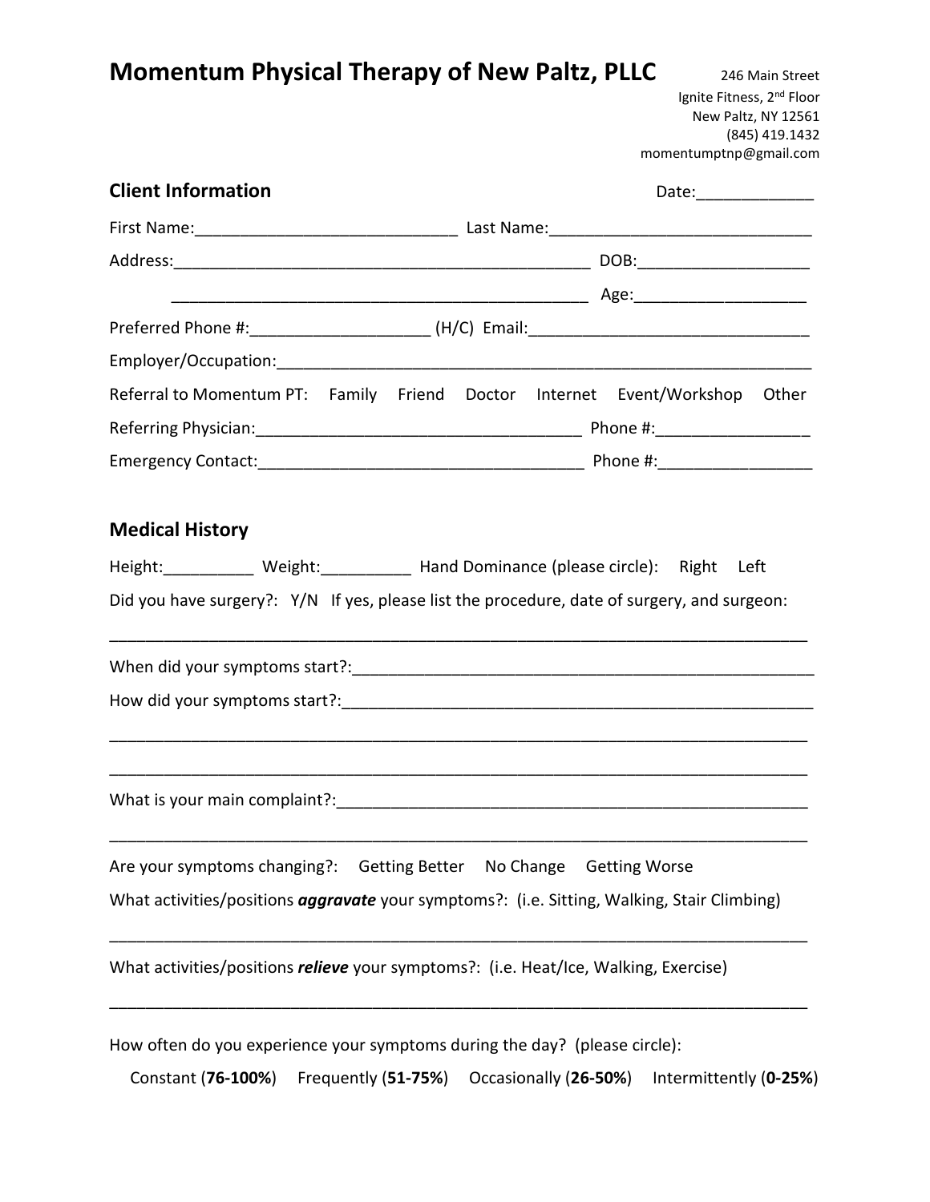# Momentum Physical Therapy of New Paltz, PLLC

246 Main Street
Ignite Fitness, 2nd Floor
New Paltz, NY 12561
(845) 419.1432
momentumptnp@gmail.com

## Client Information

Date:_____________

First Name:____________________________ Last Name:____________________________

Address:_______________________________________________ DOB:__________________

_______________________________________________ Age:__________________

Preferred Phone #:___________________ (H/C) Email:_______________________________

Employer/Occupation:_____________________________________________________________

Referral to Momentum PT: Family Friend Doctor Internet Event/Workshop Other

Referring Physician:__________________________________ Phone #:________________

Emergency Contact:__________________________________ Phone #:________________

## Medical History

Height:_________ Weight:_________ Hand Dominance (please circle): Right Left

Did you have surgery?: Y/N If yes, please list the procedure, date of surgery, and surgeon:

___________________________________________________________________________

When did your symptoms start?:______________________________________________________

How did your symptoms start?:_______________________________________________________

___________________________________________________________________________

___________________________________________________________________________

What is your main complaint?:_______________________________________________________

___________________________________________________________________________

Are your symptoms changing?: Getting Better No Change Getting Worse

What activities/positions ***aggravate*** your symptoms?: (i.e. Sitting, Walking, Stair Climbing)

___________________________________________________________________________

What activities/positions ***relieve*** your symptoms?: (i.e. Heat/Ice, Walking, Exercise)

___________________________________________________________________________

How often do you experience your symptoms during the day? (please circle):

Constant (**76-100%**) Frequently (**51-75%**) Occasionally (**26-50%**) Intermittently (**0-25%**)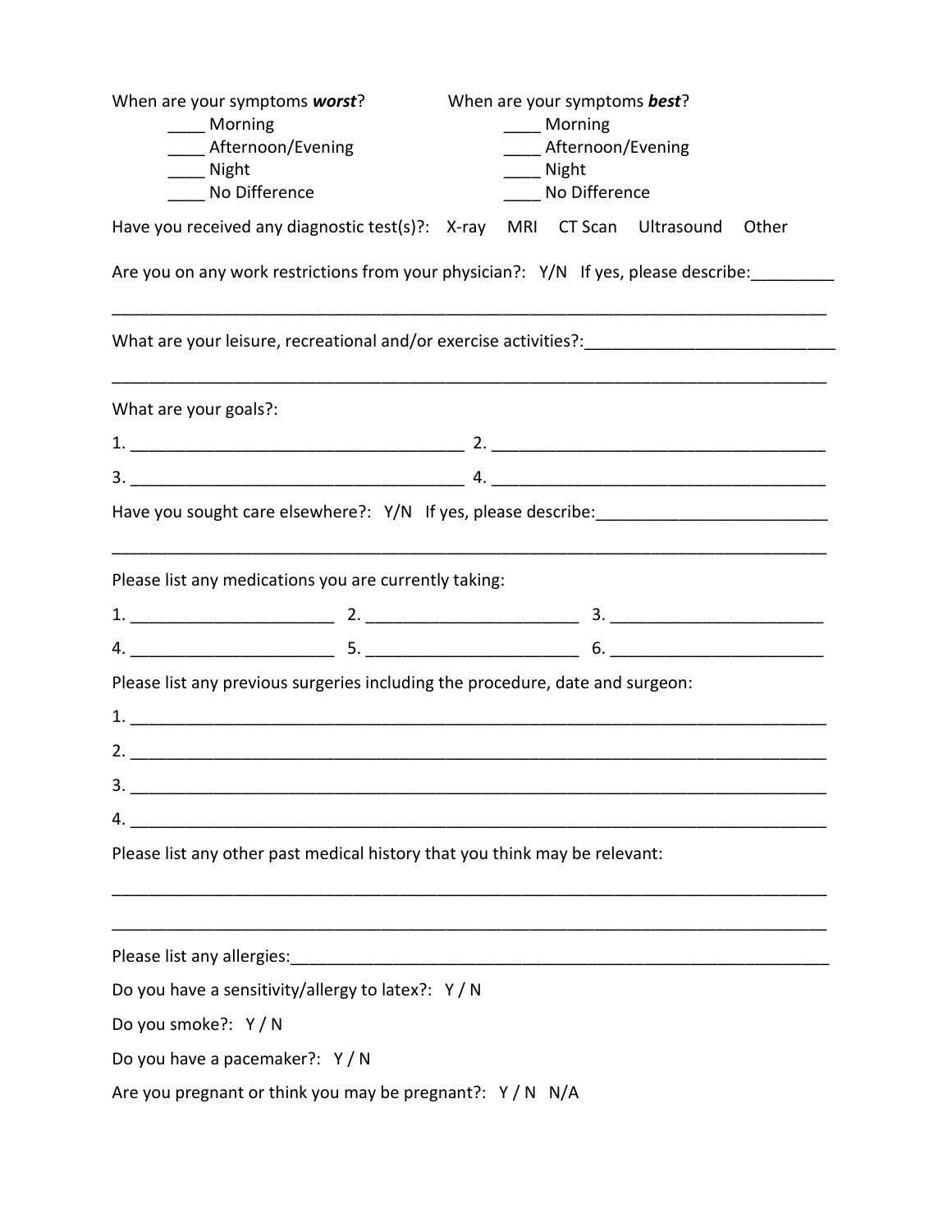When are your symptoms ***worst***?

____ Morning
____ Afternoon/Evening
____ Night
____ No Difference

When are your symptoms ***best***?

____ Morning
____ Afternoon/Evening
____ Night
____ No Difference

Have you received any diagnostic test(s)?: X-ray MRI CT Scan Ultrasound Other

Are you on any work restrictions from your physician?: Y/N If yes, please describe:_________

_______________________________________________________________________________

What are your leisure, recreational and/or exercise activities?:___________________________

_______________________________________________________________________________

What are your goals?:

1. ____________________________________ 2. ____________________________________

3. ____________________________________ 4. ____________________________________

Have you sought care elsewhere?: Y/N If yes, please describe:_________________________

_______________________________________________________________________________

Please list any medications you are currently taking:

1. ______________________ 2. _______________________ 3. _______________________

4. ______________________ 5. _______________________ 6. _______________________

Please list any previous surgeries including the procedure, date and surgeon:

1. ____________________________________________________________________________

2. ____________________________________________________________________________

3. ____________________________________________________________________________

4. ____________________________________________________________________________

Please list any other past medical history that you think may be relevant:

_______________________________________________________________________________

_______________________________________________________________________________

Please list any allergies:_____________________________________________________________

Do you have a sensitivity/allergy to latex?: Y / N

Do you smoke?: Y / N

Do you have a pacemaker?: Y / N

Are you pregnant or think you may be pregnant?: Y / N N/A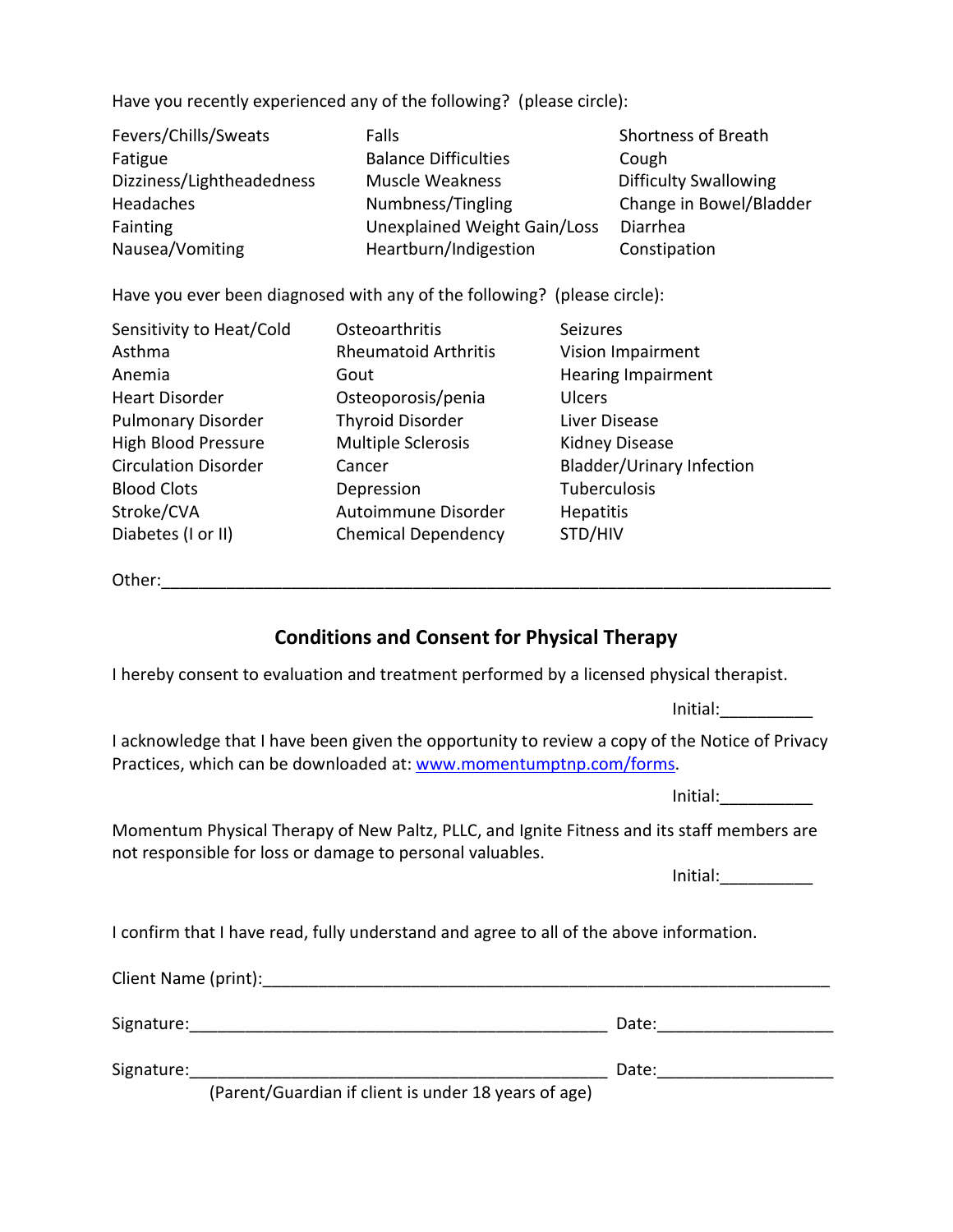Have you recently experienced any of the following? (please circle):

| | | |
|---|---|---|
| Fevers/Chills/Sweats | Falls | Shortness of Breath |
| Fatigue | Balance Difficulties | Cough |
| Dizziness/Lightheadedness | Muscle Weakness | Difficulty Swallowing |
| Headaches | Numbness/Tingling | Change in Bowel/Bladder |
| Fainting | Unexplained Weight Gain/Loss | Diarrhea |
| Nausea/Vomiting | Heartburn/Indigestion | Constipation |

Have you ever been diagnosed with any of the following? (please circle):

| | | |
|---|---|---|
| Sensitivity to Heat/Cold | Osteoarthritis | Seizures |
| Asthma | Rheumatoid Arthritis | Vision Impairment |
| Anemia | Gout | Hearing Impairment |
| Heart Disorder | Osteoporosis/penia | Ulcers |
| Pulmonary Disorder | Thyroid Disorder | Liver Disease |
| High Blood Pressure | Multiple Sclerosis | Kidney Disease |
| Circulation Disorder | Cancer | Bladder/Urinary Infection |
| Blood Clots | Depression | Tuberculosis |
| Stroke/CVA | Autoimmune Disorder | Hepatitis |
| Diabetes (I or II) | Chemical Dependency | STD/HIV |

Other:___________________________________________________________________________

## Conditions and Consent for Physical Therapy

I hereby consent to evaluation and treatment performed by a licensed physical therapist.

Initial:__________

I acknowledge that I have been given the opportunity to review a copy of the Notice of Privacy Practices, which can be downloaded at: www.momentumptnp.com/forms.

Initial:__________

Momentum Physical Therapy of New Paltz, PLLC, and Ignite Fitness and its staff members are not responsible for loss or damage to personal valuables.

Initial:__________

I confirm that I have read, fully understand and agree to all of the above information.

Client Name (print):_____________________________________________________________

Signature:_____________________________________________ Date:__________________

Signature:_____________________________________________ Date:__________________

(Parent/Guardian if client is under 18 years of age)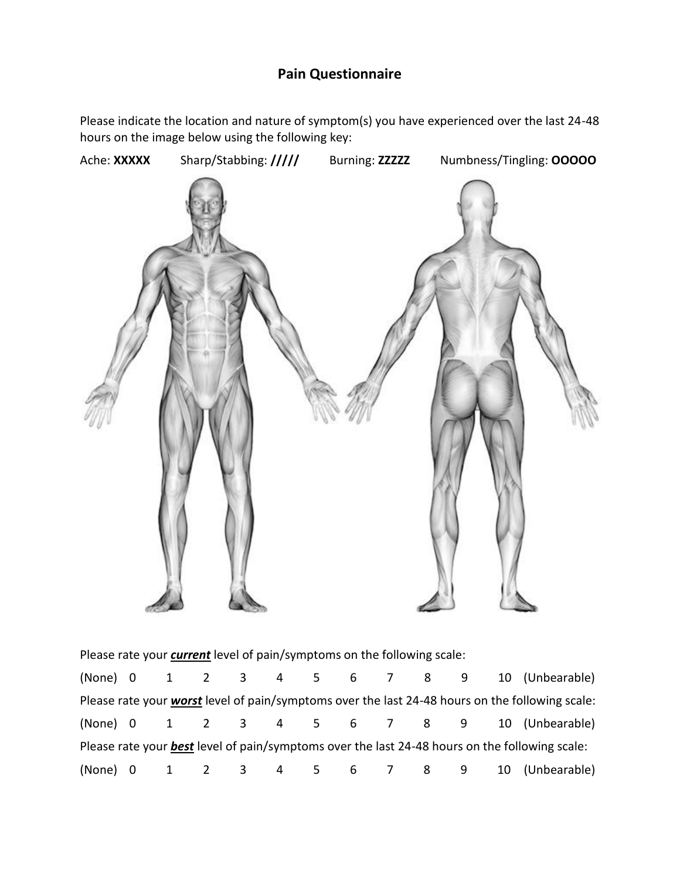# Pain Questionnaire

Please indicate the location and nature of symptom(s) you have experienced over the last 24-48 hours on the image below using the following key:

Ache: **XXXXX** Sharp/Stabbing: **/////** Burning: **ZZZZZ** Numbness/Tingling: **OOOOO**

Please rate your ***current*** level of pain/symptoms on the following scale:

(None) 0 1 2 3 4 5 6 7 8 9 10 (Unbearable)

Please rate your ***worst*** level of pain/symptoms over the last 24-48 hours on the following scale:

(None) 0 1 2 3 4 5 6 7 8 9 10 (Unbearable)

Please rate your ***best*** level of pain/symptoms over the last 24-48 hours on the following scale:

(None) 0 1 2 3 4 5 6 7 8 9 10 (Unbearable)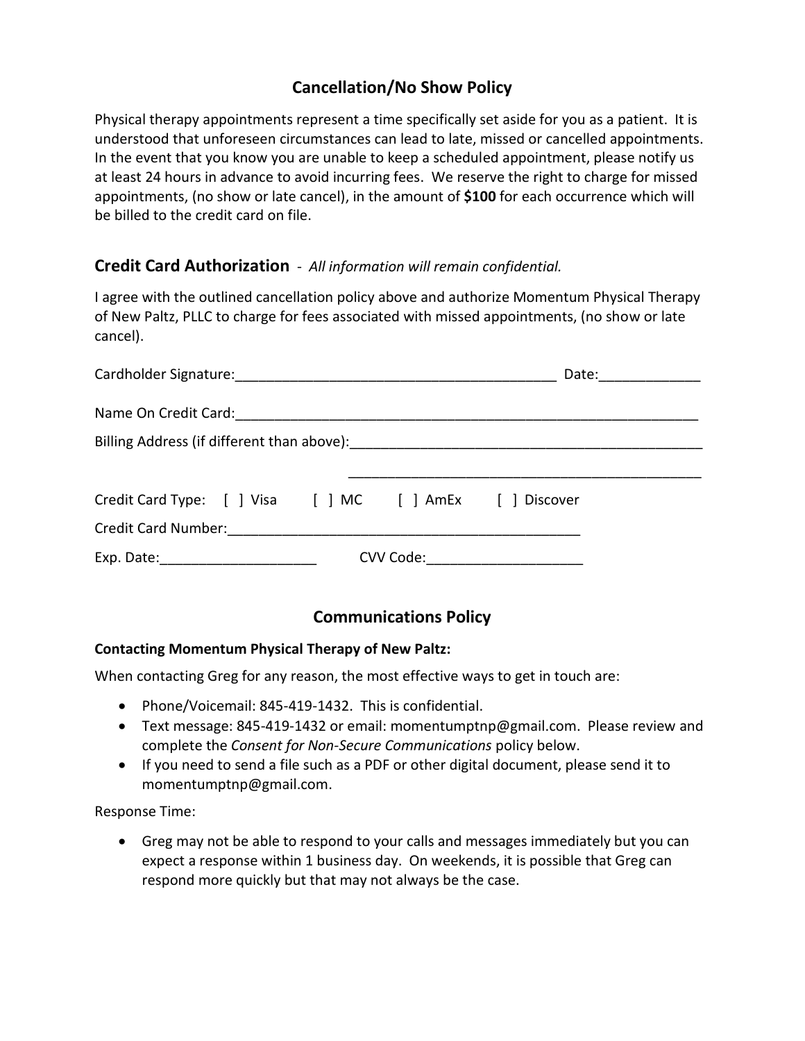## Cancellation/No Show Policy

Physical therapy appointments represent a time specifically set aside for you as a patient. It is understood that unforeseen circumstances can lead to late, missed or cancelled appointments. In the event that you know you are unable to keep a scheduled appointment, please notify us at least 24 hours in advance to avoid incurring fees. We reserve the right to charge for missed appointments, (no show or late cancel), in the amount of **$100** for each occurrence which will be billed to the credit card on file.

### Credit Card Authorization - *All information will remain confidential.*

I agree with the outlined cancellation policy above and authorize Momentum Physical Therapy of New Paltz, PLLC to charge for fees associated with missed appointments, (no show or late cancel).

Cardholder Signature:__________________________________________ Date:_____________

Name On Credit Card:___________________________________________________________

Billing Address (if different than above):_______________________________________________

_______________________________________________

Credit Card Type: [ ] Visa [ ] MC [ ] AmEx [ ] Discover

Credit Card Number:______________________________________________

Exp. Date:____________________ CVV Code:____________________

## Communications Policy

**Contacting Momentum Physical Therapy of New Paltz:**

When contacting Greg for any reason, the most effective ways to get in touch are:

- Phone/Voicemail: 845-419-1432. This is confidential.
- Text message: 845-419-1432 or email: momentumptnp@gmail.com. Please review and complete the *Consent for Non-Secure Communications* policy below.
- If you need to send a file such as a PDF or other digital document, please send it to momentumptnp@gmail.com.

Response Time:

- Greg may not be able to respond to your calls and messages immediately but you can expect a response within 1 business day. On weekends, it is possible that Greg can respond more quickly but that may not always be the case.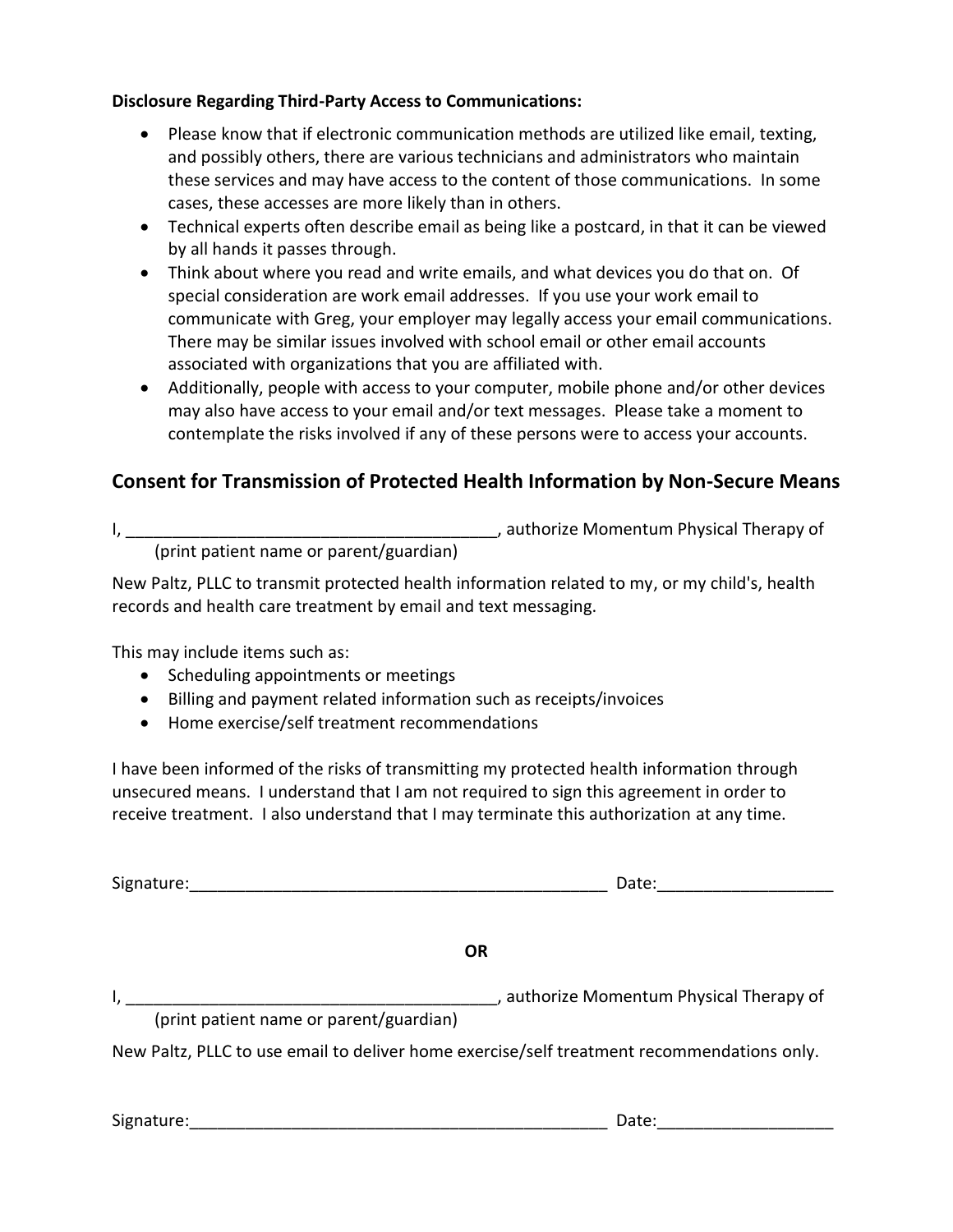**Disclosure Regarding Third-Party Access to Communications:**

- Please know that if electronic communication methods are utilized like email, texting, and possibly others, there are various technicians and administrators who maintain these services and may have access to the content of those communications. In some cases, these accesses are more likely than in others.
- Technical experts often describe email as being like a postcard, in that it can be viewed by all hands it passes through.
- Think about where you read and write emails, and what devices you do that on. Of special consideration are work email addresses. If you use your work email to communicate with Greg, your employer may legally access your email communications. There may be similar issues involved with school email or other email accounts associated with organizations that you are affiliated with.
- Additionally, people with access to your computer, mobile phone and/or other devices may also have access to your email and/or text messages. Please take a moment to contemplate the risks involved if any of these persons were to access your accounts.

## Consent for Transmission of Protected Health Information by Non-Secure Means

I, ________________________________________, authorize Momentum Physical Therapy of
(print patient name or parent/guardian)

New Paltz, PLLC to transmit protected health information related to my, or my child's, health records and health care treatment by email and text messaging.

This may include items such as:

- Scheduling appointments or meetings
- Billing and payment related information such as receipts/invoices
- Home exercise/self treatment recommendations

I have been informed of the risks of transmitting my protected health information through unsecured means. I understand that I am not required to sign this agreement in order to receive treatment. I also understand that I may terminate this authorization at any time.

Signature:_______________________________________________ Date:___________________

**OR**

I, ________________________________________, authorize Momentum Physical Therapy of
(print patient name or parent/guardian)

New Paltz, PLLC to use email to deliver home exercise/self treatment recommendations only.

Signature:_______________________________________________ Date:___________________